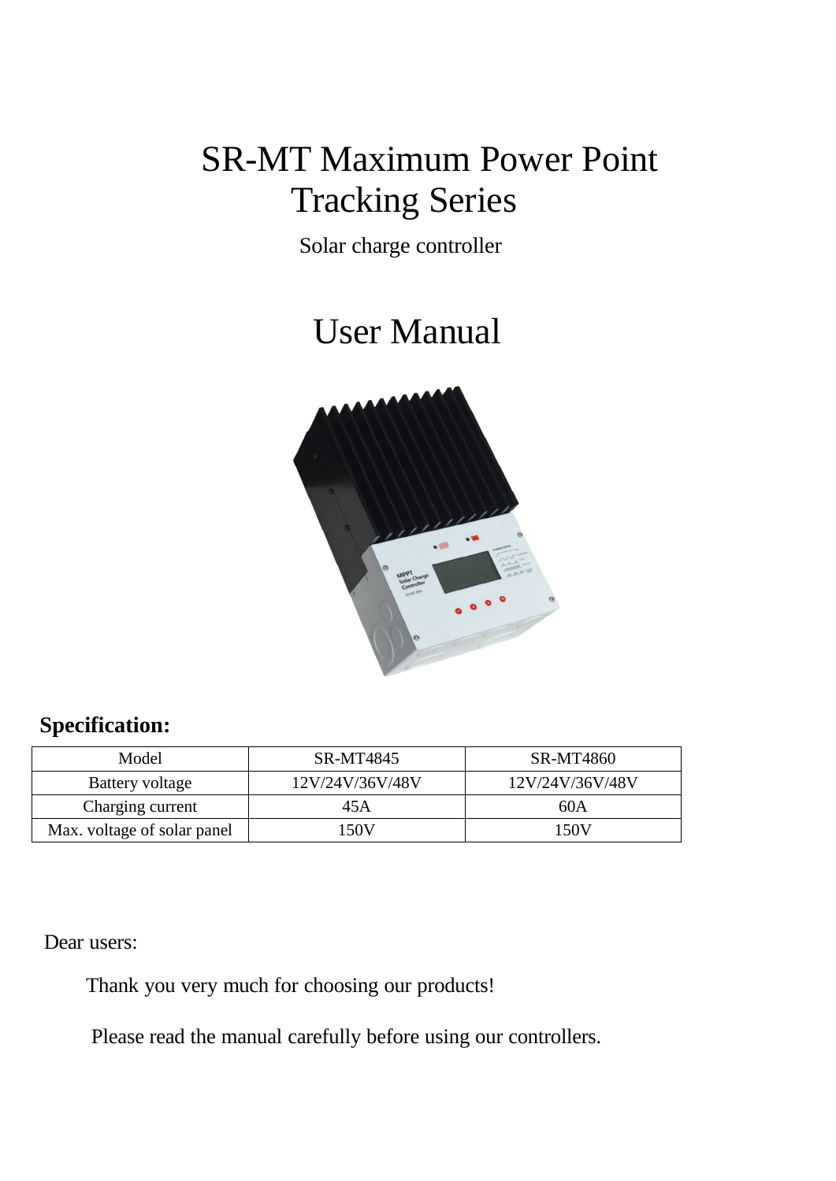# SR-MT Maximum Power Point Tracking Series

Solar charge controller

# User Manual

**Specification:**

| Model | SR-MT4845 | SR-MT4860 |
|---|---|---|
| Battery voltage | 12V/24V/36V/48V | 12V/24V/36V/48V |
| Charging current | 45A | 60A |
| Max. voltage of solar panel | 150V | 150V |

Dear users:

Thank you very much for choosing our products!

Please read the manual carefully before using our controllers.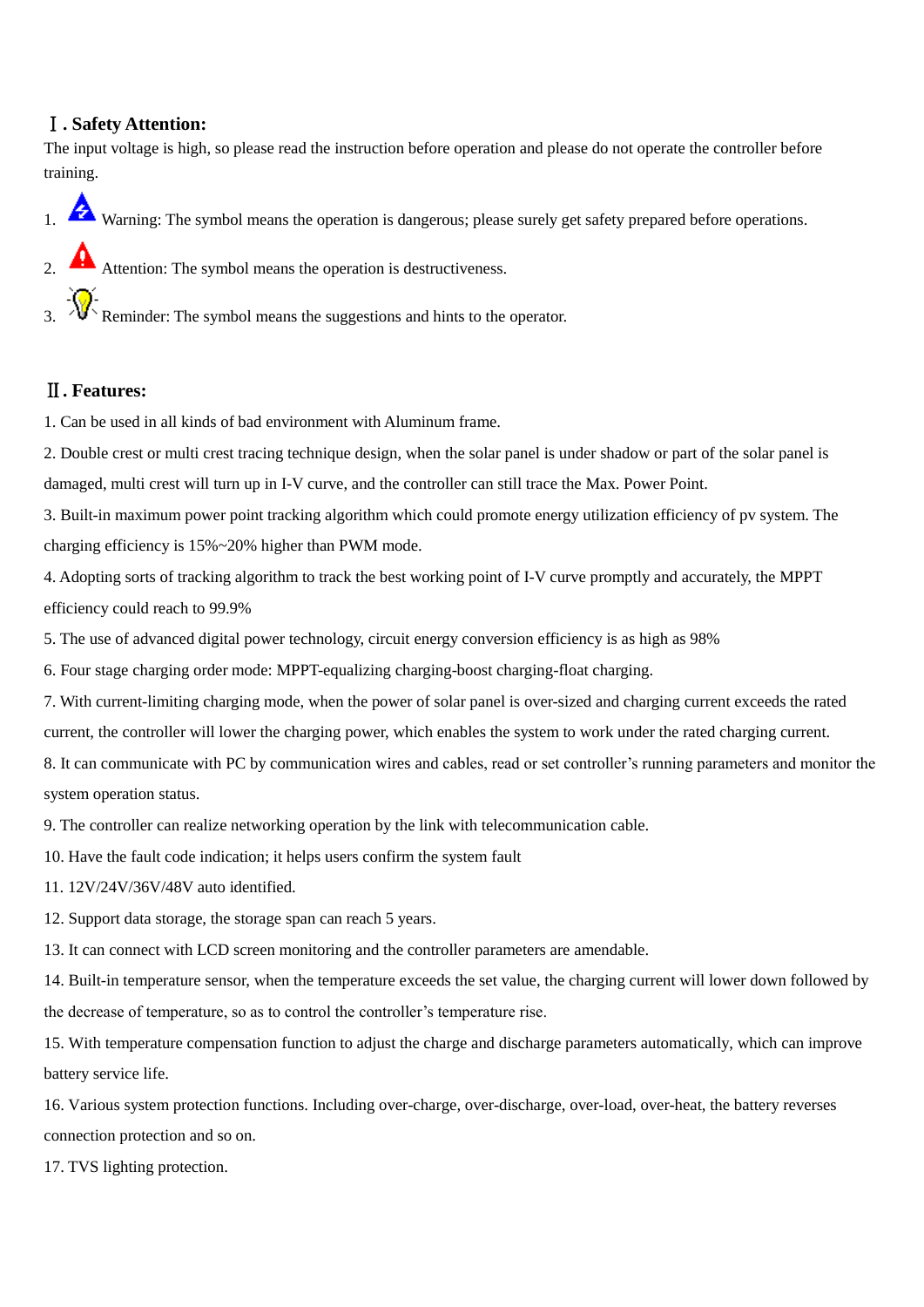## Ⅰ. Safety Attention:

The input voltage is high, so please read the instruction before operation and please do not operate the controller before training.

1. Warning: The symbol means the operation is dangerous; please surely get safety prepared before operations.
2. Attention: The symbol means the operation is destructiveness.
3. Reminder: The symbol means the suggestions and hints to the operator.

## Ⅱ. Features:

1. Can be used in all kinds of bad environment with Aluminum frame.
2. Double crest or multi crest tracing technique design, when the solar panel is under shadow or part of the solar panel is damaged, multi crest will turn up in I-V curve, and the controller can still trace the Max. Power Point.
3. Built-in maximum power point tracking algorithm which could promote energy utilization efficiency of pv system. The charging efficiency is 15%~20% higher than PWM mode.
4. Adopting sorts of tracking algorithm to track the best working point of I-V curve promptly and accurately, the MPPT efficiency could reach to 99.9%
5. The use of advanced digital power technology, circuit energy conversion efficiency is as high as 98%
6. Four stage charging order mode: MPPT-equalizing charging-boost charging-float charging.
7. With current-limiting charging mode, when the power of solar panel is over-sized and charging current exceeds the rated current, the controller will lower the charging power, which enables the system to work under the rated charging current.
8. It can communicate with PC by communication wires and cables, read or set controller's running parameters and monitor the system operation status.
9. The controller can realize networking operation by the link with telecommunication cable.
10. Have the fault code indication; it helps users confirm the system fault
11. 12V/24V/36V/48V auto identified.
12. Support data storage, the storage span can reach 5 years.
13. It can connect with LCD screen monitoring and the controller parameters are amendable.
14. Built-in temperature sensor, when the temperature exceeds the set value, the charging current will lower down followed by the decrease of temperature, so as to control the controller's temperature rise.
15. With temperature compensation function to adjust the charge and discharge parameters automatically, which can improve battery service life.
16. Various system protection functions. Including over-charge, over-discharge, over-load, over-heat, the battery reverses connection protection and so on.
17. TVS lighting protection.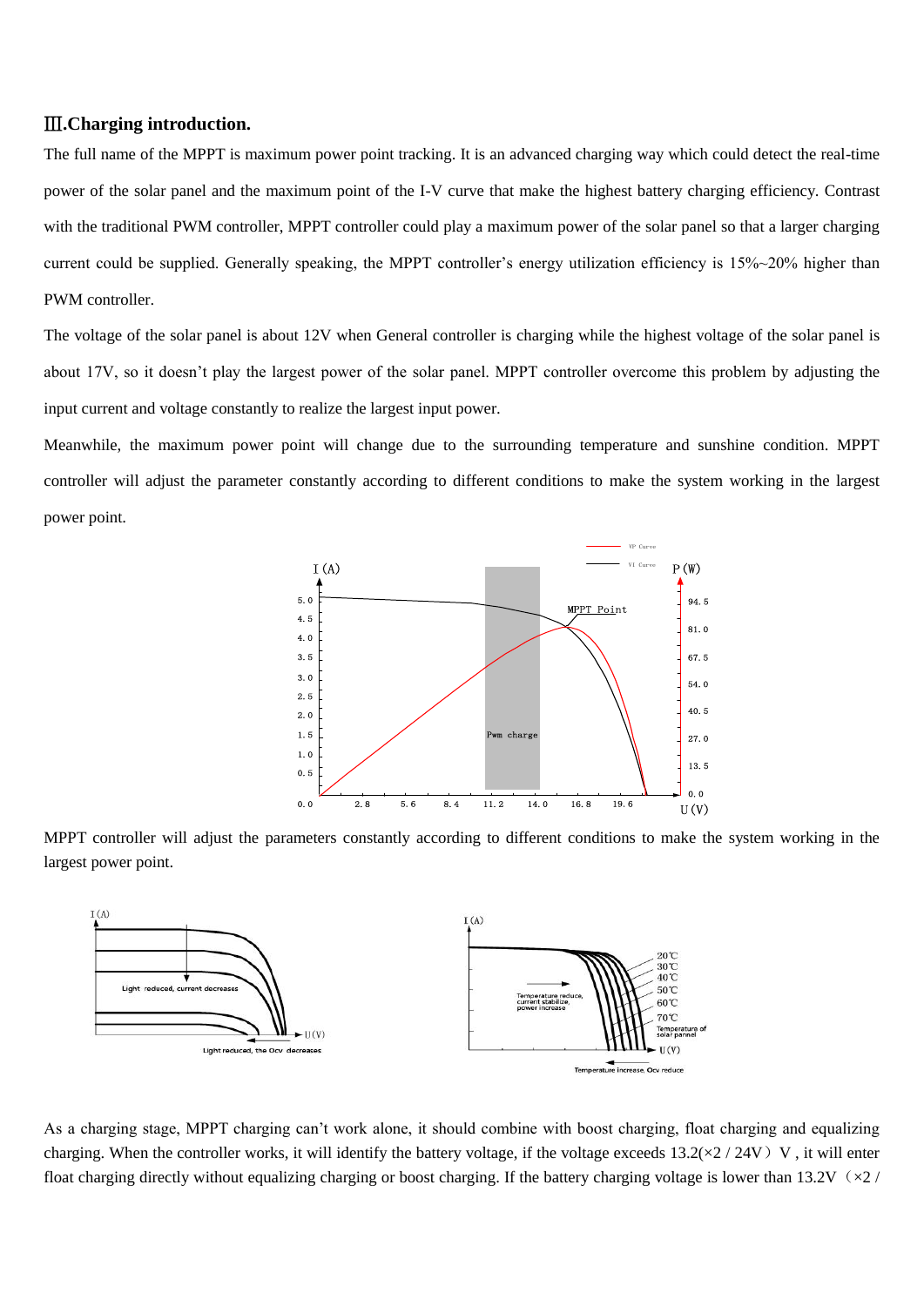## Ⅲ.Charging introduction.

The full name of the MPPT is maximum power point tracking. It is an advanced charging way which could detect the real-time power of the solar panel and the maximum point of the I-V curve that make the highest battery charging efficiency. Contrast with the traditional PWM controller, MPPT controller could play a maximum power of the solar panel so that a larger charging current could be supplied. Generally speaking, the MPPT controller's energy utilization efficiency is 15%~20% higher than PWM controller.

The voltage of the solar panel is about 12V when General controller is charging while the highest voltage of the solar panel is about 17V, so it doesn't play the largest power of the solar panel. MPPT controller overcome this problem by adjusting the input current and voltage constantly to realize the largest input power.

Meanwhile, the maximum power point will change due to the surrounding temperature and sunshine condition. MPPT controller will adjust the parameter constantly according to different conditions to make the system working in the largest power point.

MPPT controller will adjust the parameters constantly according to different conditions to make the system working in the largest power point.

As a charging stage, MPPT charging can't work alone, it should combine with boost charging, float charging and equalizing charging. When the controller works, it will identify the battery voltage, if the voltage exceeds 13.2(×2 / 24V）V , it will enter float charging directly without equalizing charging or boost charging. If the battery charging voltage is lower than 13.2V（×2 /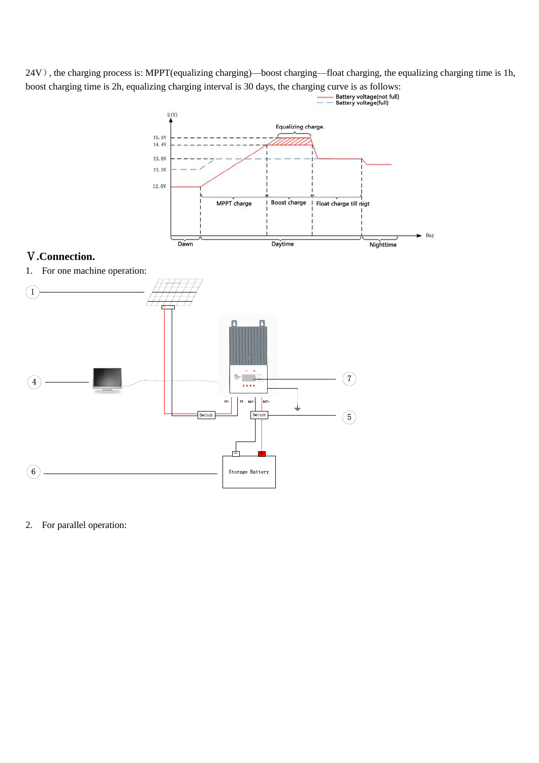24V）, the charging process is: MPPT(equalizing charging)—boost charging—float charging, the equalizing charging time is 1h, boost charging time is 2h, equalizing charging interval is 30 days, the charging curve is as follows:

## Ⅴ.Connection.

1. For one machine operation:

2. For parallel operation: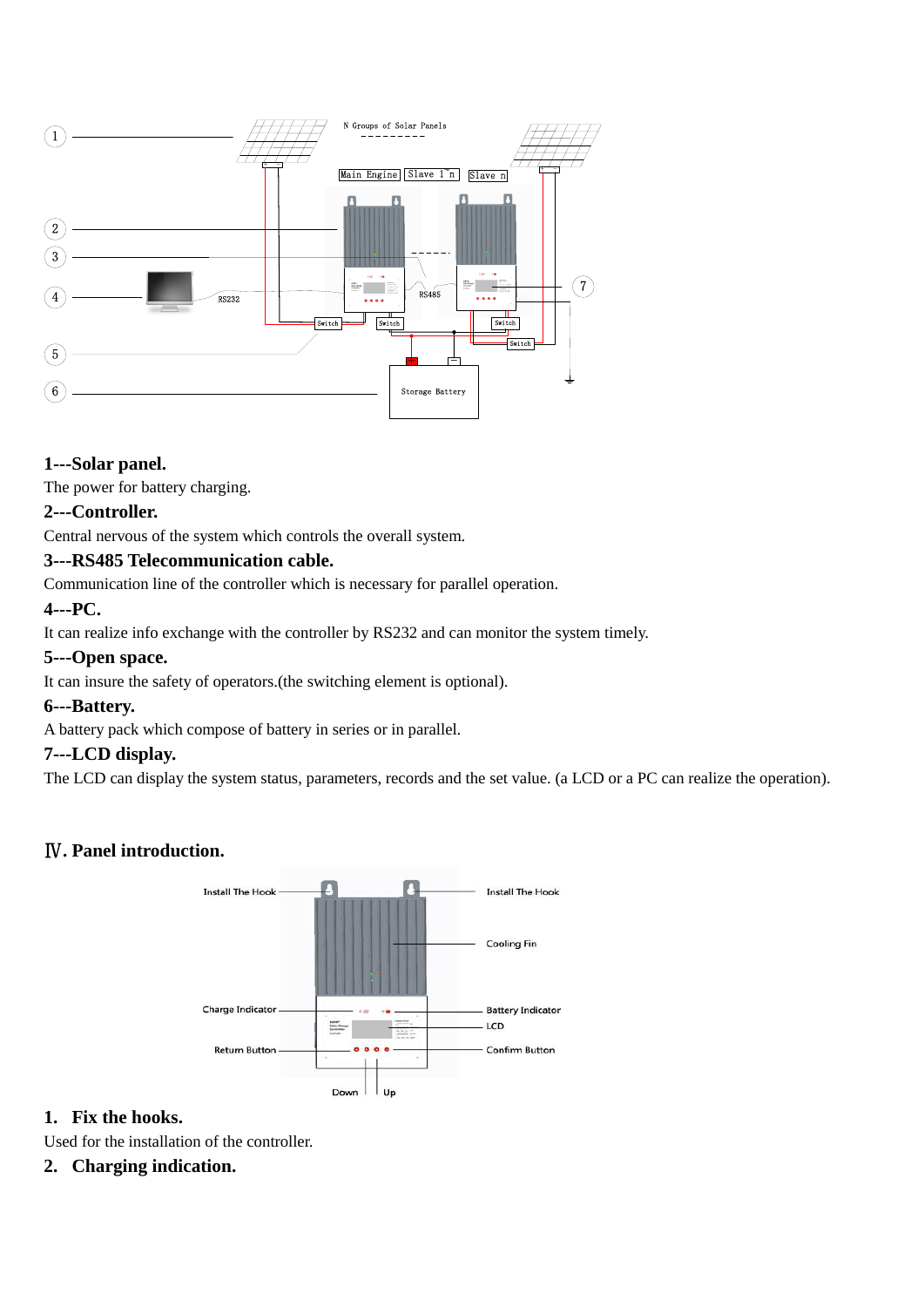1---Solar panel.

The power for battery charging.

2---Controller.

Central nervous of the system which controls the overall system.

3---RS485 Telecommunication cable.

Communication line of the controller which is necessary for parallel operation.

4---PC.

It can realize info exchange with the controller by RS232 and can monitor the system timely.

5---Open space.

It can insure the safety of operators.(the switching element is optional).

6---Battery.

A battery pack which compose of battery in series or in parallel.

7---LCD display.

The LCD can display the system status, parameters, records and the set value. (a LCD or a PC can realize the operation).

## Ⅳ. Panel introduction.

1. **Fix the hooks.**

Used for the installation of the controller.

2. **Charging indication.**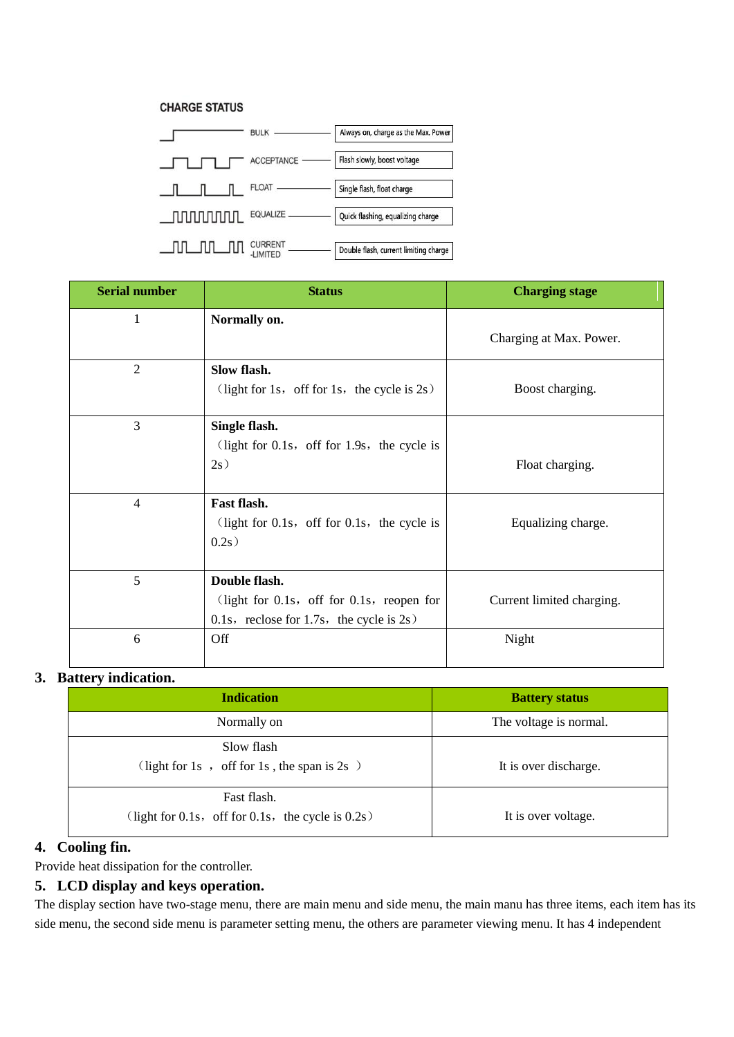**CHARGE STATUS**

| Mode | Description |
|---|---|
| BULK | Always on, charge as the Max. Power |
| ACCEPTANCE | Flash slowly, boost voltage |
| FLOAT | Single flash, float charge |
| EQUALIZE | Quick flashing, equalizing charge |
| CURRENT -LIMITED | Double flash, current limiting charge |

| Serial number | Status | Charging stage |
|---|---|---|
| 1 | **Normally on.** | Charging at Max. Power. |
| 2 | **Slow flash.**<br>（light for 1s，off for 1s，the cycle is 2s） | Boost charging. |
| 3 | **Single flash.**<br>（light for 0.1s，off for 1.9s，the cycle is 2s） | Float charging. |
| 4 | **Fast flash.**<br>（light for 0.1s，off for 0.1s，the cycle is 0.2s） | Equalizing charge. |
| 5 | **Double flash.**<br>（light for 0.1s，off for 0.1s，reopen for 0.1s，reclose for 1.7s，the cycle is 2s） | Current limited charging. |
| 6 | Off | Night |

### 3. Battery indication.

| Indication | Battery status |
|---|---|
| Normally on | The voltage is normal. |
| Slow flash<br>（light for 1s ， off for 1s , the span is 2s ） | It is over discharge. |
| Fast flash.<br>（light for 0.1s，off for 0.1s，the cycle is 0.2s） | It is over voltage. |

### 4. Cooling fin.

Provide heat dissipation for the controller.

### 5. LCD display and keys operation.

The display section have two-stage menu, there are main menu and side menu, the main manu has three items, each item has its side menu, the second side menu is parameter setting menu, the others are parameter viewing menu. It has 4 independent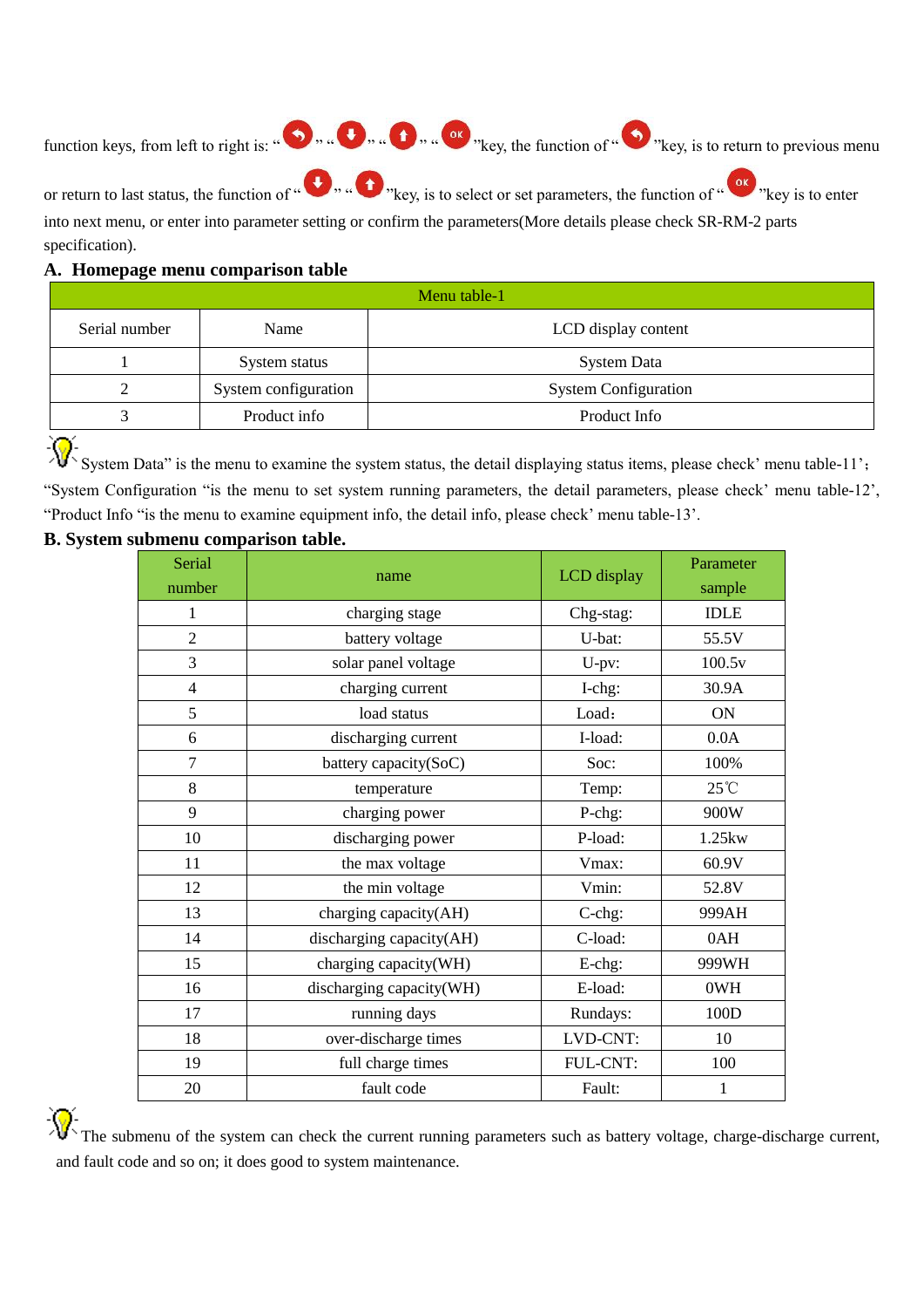function keys, from left to right is: " ", " ", " ", " "key, the function of " "key, is to return to previous menu or return to last status, the function of " ", " "key, is to select or set parameters, the function of " "key is to enter into next menu, or enter into parameter setting or confirm the parameters(More details please check SR-RM-2 parts specification).

## A. Homepage menu comparison table

| Menu table-1 | | |
|---|---|---|
| Serial number | Name | LCD display content |
| 1 | System status | System Data |
| 2 | System configuration | System Configuration |
| 3 | Product info | Product Info |

"System Data" is the menu to examine the system status, the detail displaying status items, please check' menu table-11'; "System Configuration "is the menu to set system running parameters, the detail parameters, please check' menu table-12', "Product Info "is the menu to examine equipment info, the detail info, please check' menu table-13'.

## B. System submenu comparison table.

| Serial number | name | LCD display | Parameter sample |
|---|---|---|---|
| 1 | charging stage | Chg-stag: | IDLE |
| 2 | battery voltage | U-bat: | 55.5V |
| 3 | solar panel voltage | U-pv: | 100.5v |
| 4 | charging current | I-chg: | 30.9A |
| 5 | load status | Load： | ON |
| 6 | discharging current | I-load: | 0.0A |
| 7 | battery capacity(SoC) | Soc: | 100% |
| 8 | temperature | Temp: | 25℃ |
| 9 | charging power | P-chg: | 900W |
| 10 | discharging power | P-load: | 1.25kw |
| 11 | the max voltage | Vmax: | 60.9V |
| 12 | the min voltage | Vmin: | 52.8V |
| 13 | charging capacity(AH) | C-chg: | 999AH |
| 14 | discharging capacity(AH) | C-load: | 0AH |
| 15 | charging capacity(WH) | E-chg: | 999WH |
| 16 | discharging capacity(WH) | E-load: | 0WH |
| 17 | running days | Rundays: | 100D |
| 18 | over-discharge times | LVD-CNT: | 10 |
| 19 | full charge times | FUL-CNT: | 100 |
| 20 | fault code | Fault: | 1 |

The submenu of the system can check the current running parameters such as battery voltage, charge-discharge current, and fault code and so on; it does good to system maintenance.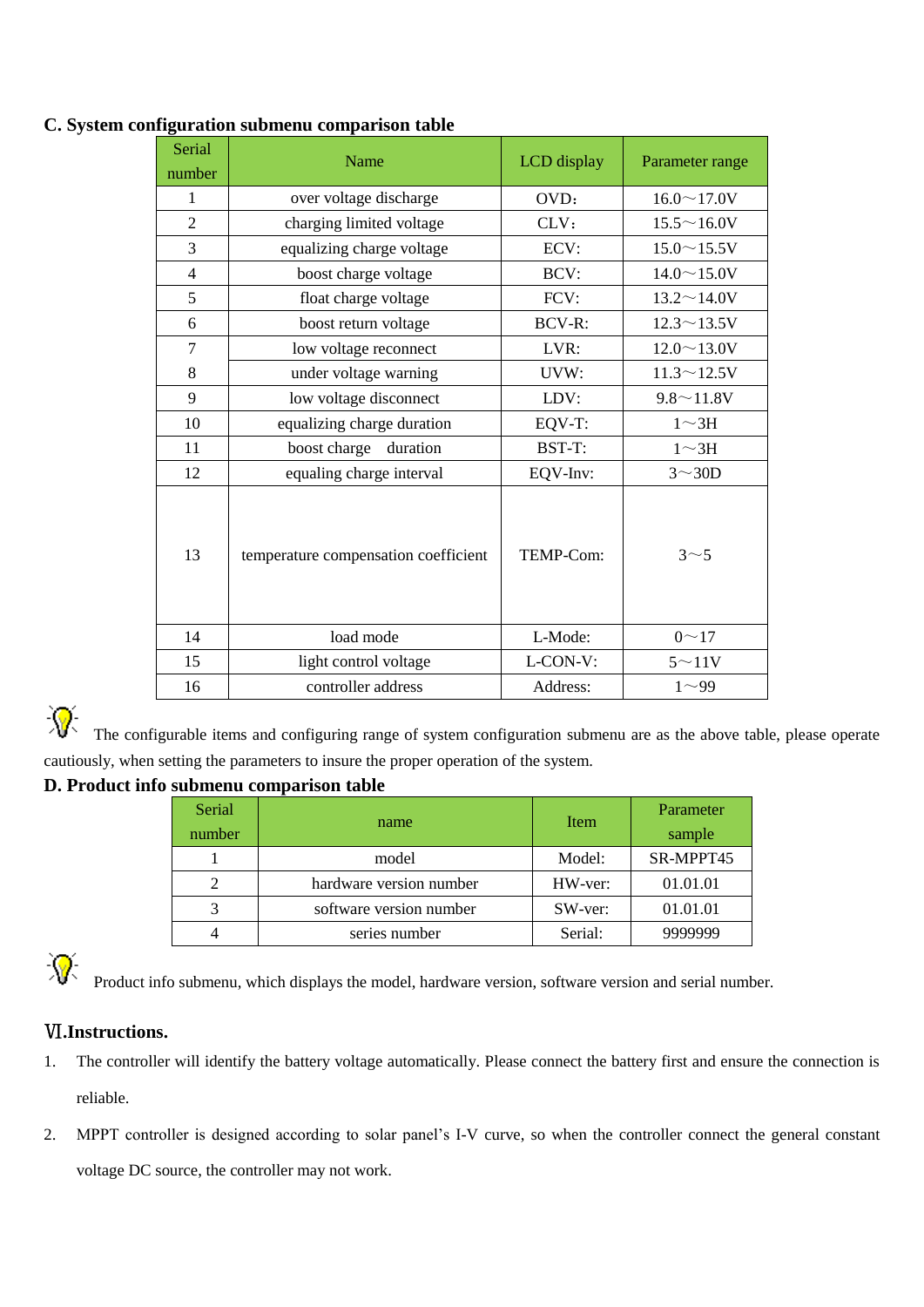### C. System configuration submenu comparison table

| Serial number | Name | LCD display | Parameter range |
|---|---|---|---|
| 1 | over voltage discharge | OVD： | 16.0～17.0V |
| 2 | charging limited voltage | CLV： | 15.5～16.0V |
| 3 | equalizing charge voltage | ECV: | 15.0～15.5V |
| 4 | boost charge voltage | BCV: | 14.0～15.0V |
| 5 | float charge voltage | FCV: | 13.2～14.0V |
| 6 | boost return voltage | BCV-R: | 12.3～13.5V |
| 7 | low voltage reconnect | LVR: | 12.0～13.0V |
| 8 | under voltage warning | UVW: | 11.3～12.5V |
| 9 | low voltage disconnect | LDV: | 9.8～11.8V |
| 10 | equalizing charge duration | EQV-T: | 1～3H |
| 11 | boost charge duration | BST-T: | 1～3H |
| 12 | equaling charge interval | EQV-Inv: | 3～30D |
| 13 | temperature compensation coefficient | TEMP-Com: | 3～5 |
| 14 | load mode | L-Mode: | 0～17 |
| 15 | light control voltage | L-CON-V: | 5～11V |
| 16 | controller address | Address: | 1～99 |

The configurable items and configuring range of system configuration submenu are as the above table, please operate cautiously, when setting the parameters to insure the proper operation of the system.

### D. Product info submenu comparison table

| Serial number | name | Item | Parameter sample |
|---|---|---|---|
| 1 | model | Model: | SR-MPPT45 |
| 2 | hardware version number | HW-ver: | 01.01.01 |
| 3 | software version number | SW-ver: | 01.01.01 |
| 4 | series number | Serial: | 9999999 |

Product info submenu, which displays the model, hardware version, software version and serial number.

## Ⅵ.Instructions.

1. The controller will identify the battery voltage automatically. Please connect the battery first and ensure the connection is reliable.
2. MPPT controller is designed according to solar panel's I-V curve, so when the controller connect the general constant voltage DC source, the controller may not work.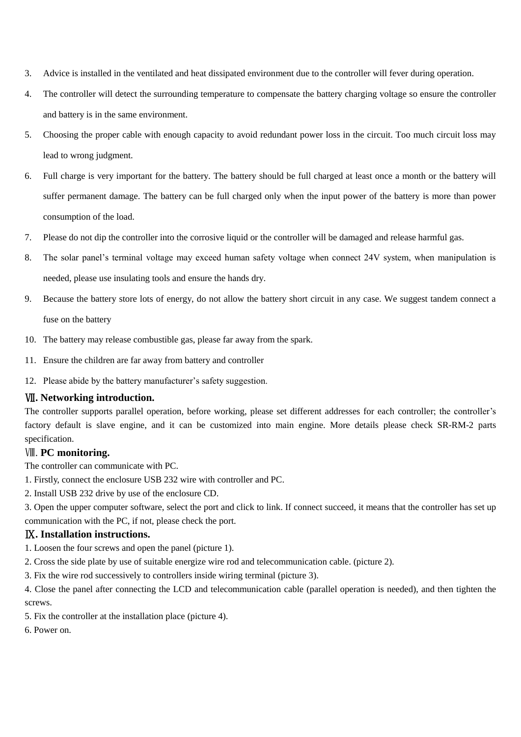3. Advice is installed in the ventilated and heat dissipated environment due to the controller will fever during operation.
4. The controller will detect the surrounding temperature to compensate the battery charging voltage so ensure the controller and battery is in the same environment.
5. Choosing the proper cable with enough capacity to avoid redundant power loss in the circuit. Too much circuit loss may lead to wrong judgment.
6. Full charge is very important for the battery. The battery should be full charged at least once a month or the battery will suffer permanent damage. The battery can be full charged only when the input power of the battery is more than power consumption of the load.
7. Please do not dip the controller into the corrosive liquid or the controller will be damaged and release harmful gas.
8. The solar panel's terminal voltage may exceed human safety voltage when connect 24V system, when manipulation is needed, please use insulating tools and ensure the hands dry.
9. Because the battery store lots of energy, do not allow the battery short circuit in any case. We suggest tandem connect a fuse on the battery
10. The battery may release combustible gas, please far away from the spark.
11. Ensure the children are far away from battery and controller
12. Please abide by the battery manufacturer's safety suggestion.

## Ⅶ. Networking introduction.

The controller supports parallel operation, before working, please set different addresses for each controller; the controller's factory default is slave engine, and it can be customized into main engine. More details please check SR-RM-2 parts specification.

## Ⅷ. PC monitoring.

The controller can communicate with PC.

1. Firstly, connect the enclosure USB 232 wire with controller and PC.
2. Install USB 232 drive by use of the enclosure CD.
3. Open the upper computer software, select the port and click to link. If connect succeed, it means that the controller has set up communication with the PC, if not, please check the port.

## Ⅸ. Installation instructions.

1. Loosen the four screws and open the panel (picture 1).
2. Cross the side plate by use of suitable energize wire rod and telecommunication cable. (picture 2).
3. Fix the wire rod successively to controllers inside wiring terminal (picture 3).
4. Close the panel after connecting the LCD and telecommunication cable (parallel operation is needed), and then tighten the screws.
5. Fix the controller at the installation place (picture 4).
6. Power on.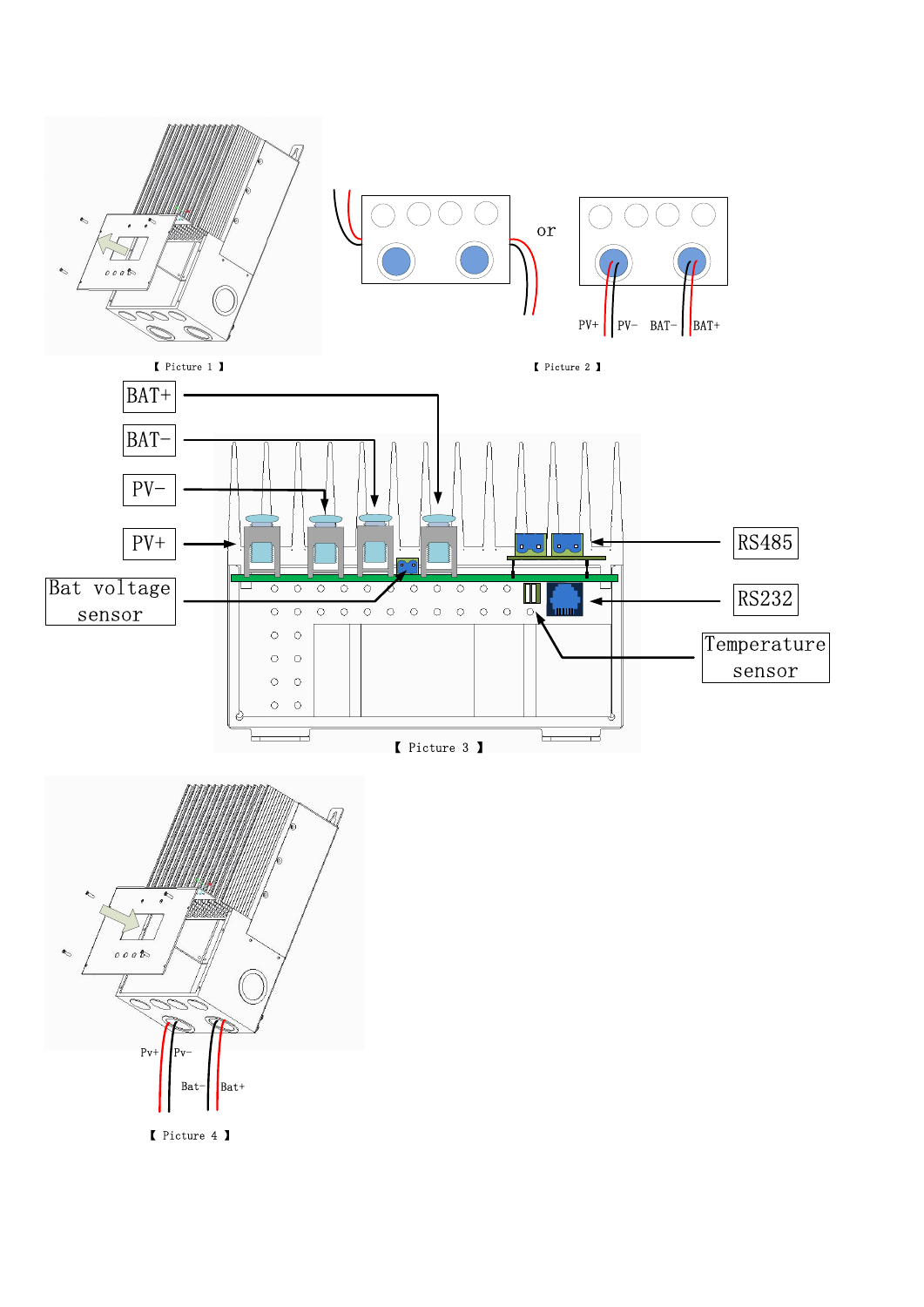【 Picture 1 】

【 Picture 2 】

【 Picture 3 】

【 Picture 4 】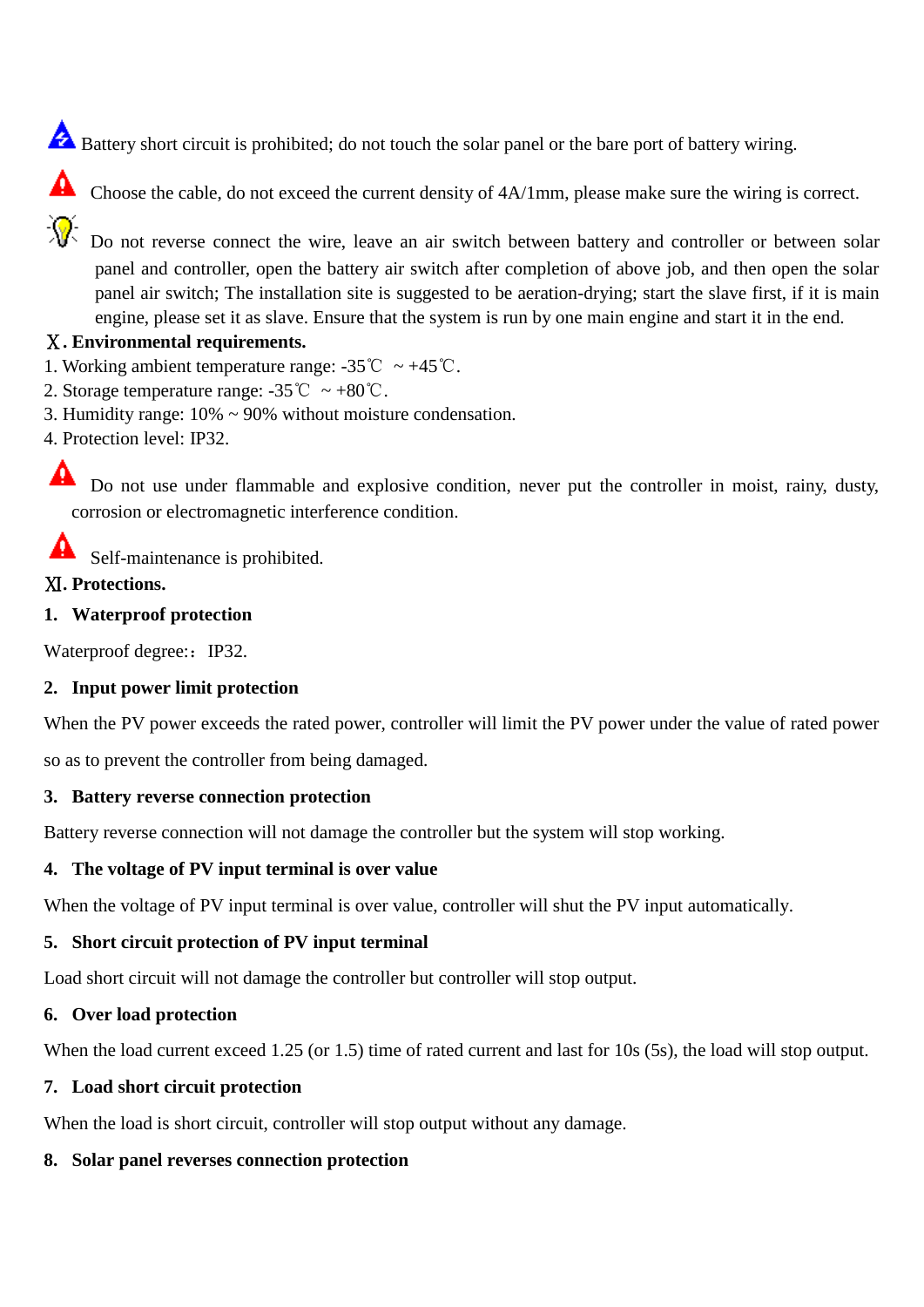Battery short circuit is prohibited; do not touch the solar panel or the bare port of battery wiring.

Choose the cable, do not exceed the current density of 4A/1mm, please make sure the wiring is correct.

Do not reverse connect the wire, leave an air switch between battery and controller or between solar panel and controller, open the battery air switch after completion of above job, and then open the solar panel air switch; The installation site is suggested to be aeration-drying; start the slave first, if it is main engine, please set it as slave. Ensure that the system is run by one main engine and start it in the end.

## Ⅹ. Environmental requirements.

1. Working ambient temperature range: -35℃ ~ +45℃.
2. Storage temperature range: -35℃ ~ +80℃.
3. Humidity range: 10% ~ 90% without moisture condensation.
4. Protection level: IP32.

Do not use under flammable and explosive condition, never put the controller in moist, rainy, dusty, corrosion or electromagnetic interference condition.

Self-maintenance is prohibited.

## Ⅺ. Protections.

**1. Waterproof protection**

Waterproof degree:：IP32.

**2. Input power limit protection**

When the PV power exceeds the rated power, controller will limit the PV power under the value of rated power so as to prevent the controller from being damaged.

**3. Battery reverse connection protection**

Battery reverse connection will not damage the controller but the system will stop working.

**4. The voltage of PV input terminal is over value**

When the voltage of PV input terminal is over value, controller will shut the PV input automatically.

**5. Short circuit protection of PV input terminal**

Load short circuit will not damage the controller but controller will stop output.

**6. Over load protection**

When the load current exceed 1.25 (or 1.5) time of rated current and last for 10s (5s), the load will stop output.

**7. Load short circuit protection**

When the load is short circuit, controller will stop output without any damage.

**8. Solar panel reverses connection protection**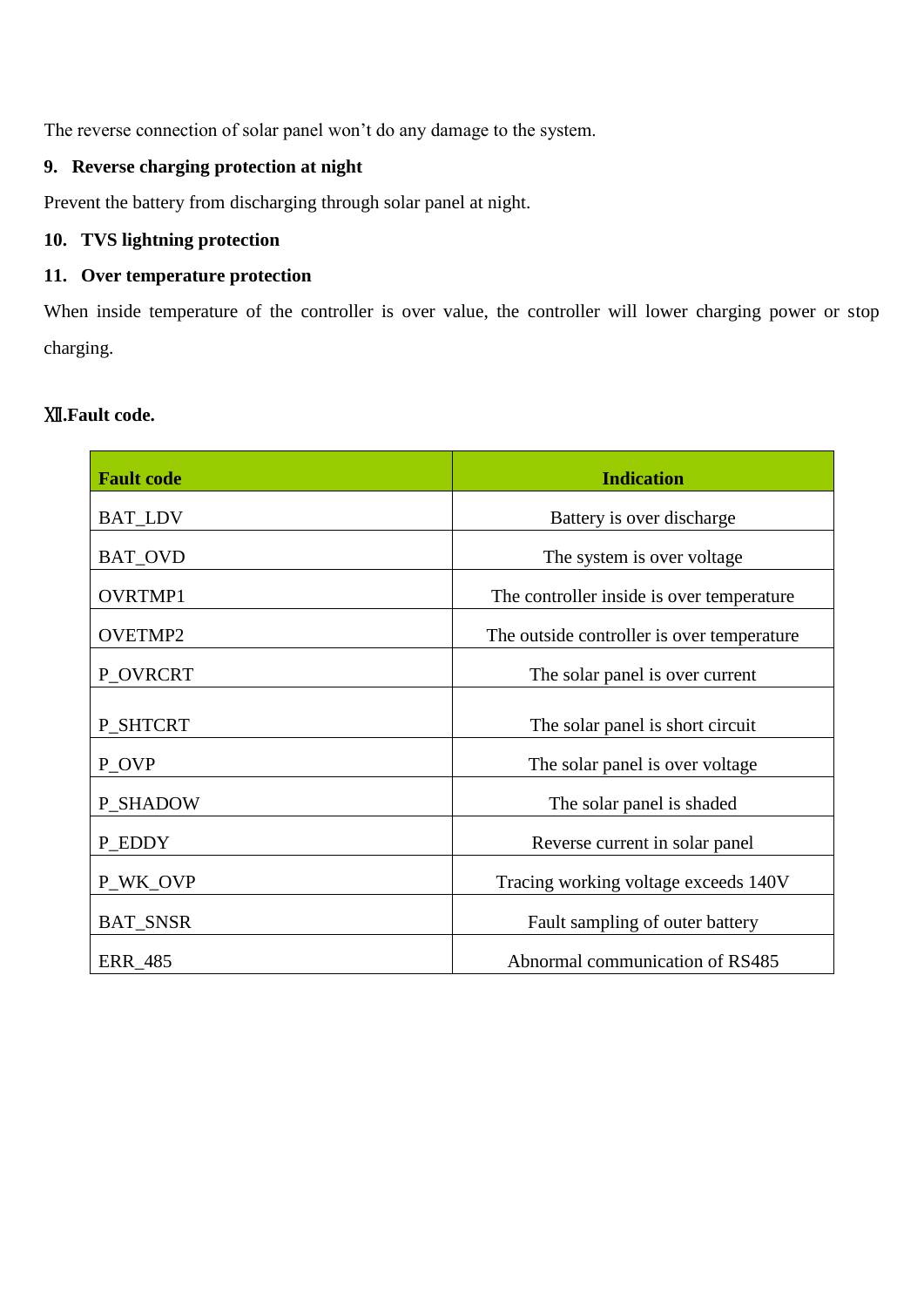The reverse connection of solar panel won't do any damage to the system.

**9. Reverse charging protection at night**

Prevent the battery from discharging through solar panel at night.

**10. TVS lightning protection**

**11. Over temperature protection**

When inside temperature of the controller is over value, the controller will lower charging power or stop charging.

## Ⅻ.Fault code.

| Fault code | Indication |
| --- | --- |
| BAT_LDV | Battery is over discharge |
| BAT_OVD | The system is over voltage |
| OVRTMP1 | The controller inside is over temperature |
| OVETMP2 | The outside controller is over temperature |
| P_OVRCRT | The solar panel is over current |
| P_SHTCRT | The solar panel is short circuit |
| P_OVP | The solar panel is over voltage |
| P_SHADOW | The solar panel is shaded |
| P_EDDY | Reverse current in solar panel |
| P_WK_OVP | Tracing working voltage exceeds 140V |
| BAT_SNSR | Fault sampling of outer battery |
| ERR_485 | Abnormal communication of RS485 |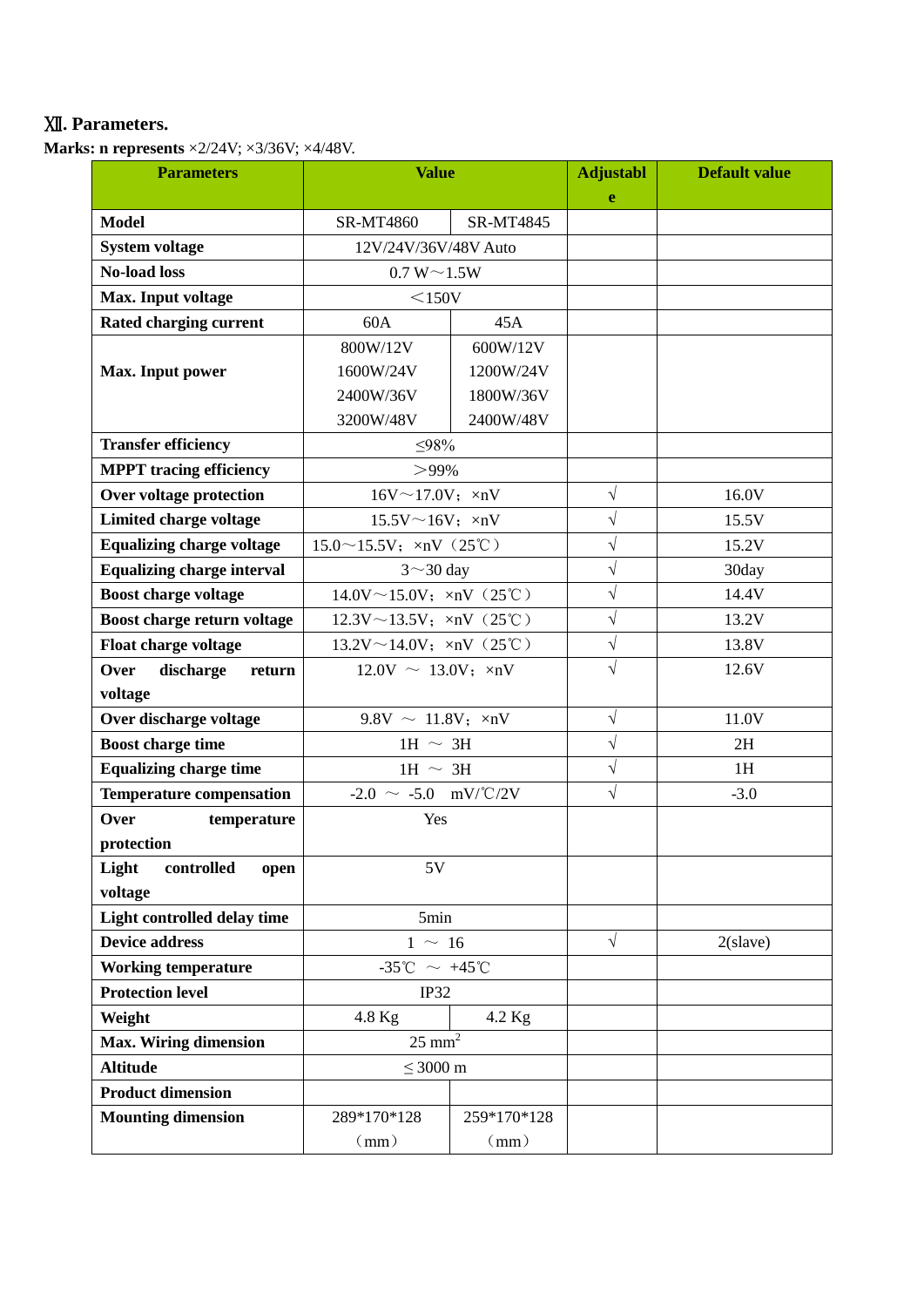## Ⅻ. Parameters.

**Marks: n represents** ×2/24V; ×3/36V; ×4/48V.

| Parameters | Value | | Adjustable | Default value |
|---|---|---|---|---|
| **Model** | SR-MT4860 | SR-MT4845 | | |
| **System voltage** | 12V/24V/36V/48V Auto | | | |
| **No-load loss** | 0.7 W～1.5W | | | |
| **Max. Input voltage** | ＜150V | | | |
| **Rated charging current** | 60A | 45A | | |
| **Max. Input power** | 800W/12V<br>1600W/24V<br>2400W/36V<br>3200W/48V | 600W/12V<br>1200W/24V<br>1800W/36V<br>2400W/48V | | |
| **Transfer efficiency** | ≤98% | | | |
| **MPPT tracing efficiency** | ＞99% | | | |
| **Over voltage protection** | 16V～17.0V；×nV | | √ | 16.0V |
| **Limited charge voltage** | 15.5V～16V；×nV | | √ | 15.5V |
| **Equalizing charge voltage** | 15.0～15.5V；×nV（25℃） | | √ | 15.2V |
| **Equalizing charge interval** | 3～30 day | | √ | 30day |
| **Boost charge voltage** | 14.0V～15.0V；×nV（25℃） | | √ | 14.4V |
| **Boost charge return voltage** | 12.3V～13.5V；×nV（25℃） | | √ | 13.2V |
| **Float charge voltage** | 13.2V～14.0V；×nV（25℃） | | √ | 13.8V |
| **Over discharge return voltage** | 12.0V ～ 13.0V；×nV | | √ | 12.6V |
| **Over discharge voltage** | 9.8V ～ 11.8V；×nV | | √ | 11.0V |
| **Boost charge time** | 1H ～ 3H | | √ | 2H |
| **Equalizing charge time** | 1H ～ 3H | | √ | 1H |
| **Temperature compensation** | -2.0 ～ -5.0 mV/℃/2V | | √ | -3.0 |
| **Over temperature protection** | Yes | | | |
| **Light controlled open voltage** | 5V | | | |
| **Light controlled delay time** | 5min | | | |
| **Device address** | 1 ～ 16 | | √ | 2(slave) |
| **Working temperature** | -35℃ ～ +45℃ | | | |
| **Protection level** | IP32 | | | |
| **Weight** | 4.8 Kg | 4.2 Kg | | |
| **Max. Wiring dimension** | 25 $mm^2$ | | | |
| **Altitude** | ≤ 3000 m | | | |
| **Product dimension** | | | | |
| **Mounting dimension** | 289*170*128（mm） | 259*170*128（mm） | | |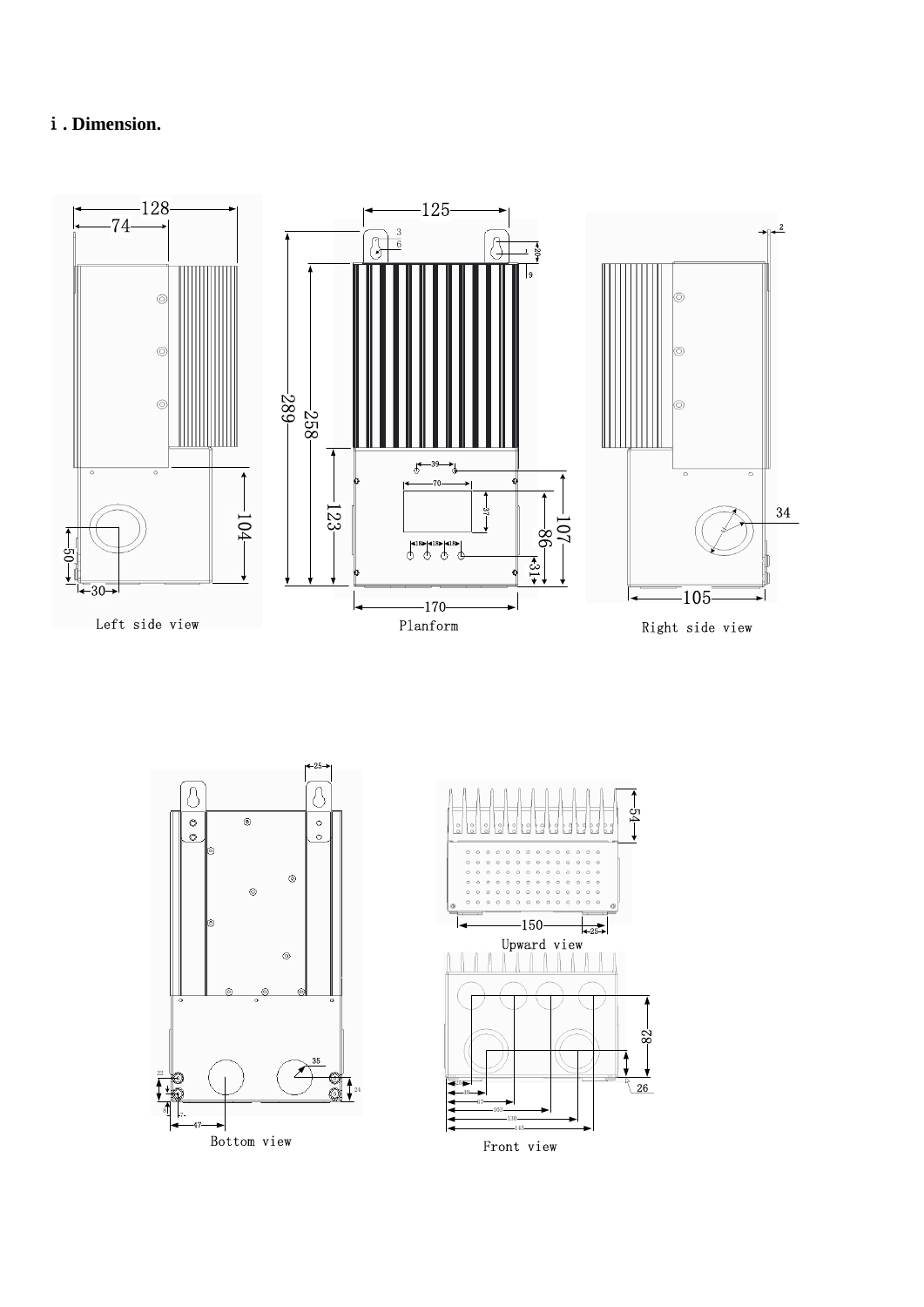**ⅰ. Dimension.**

128
74
50
30
104
Left side view

125
3
6
20
9
289
258
123
39
70
37
18
18
18
86
107
31
170
Planform

2
34
105
Right side view

25
22
35
24
8
7
47
Bottom view

54
150
25
Upward view

82
26
20
40
67
102
130
145
Front view